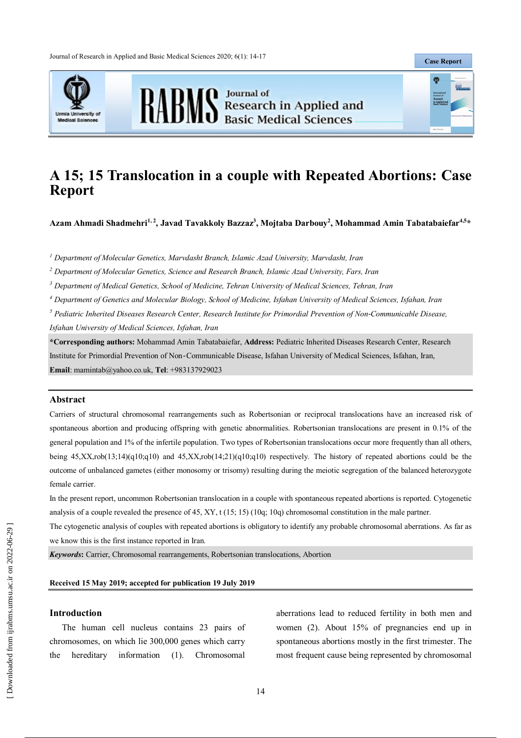# A 15; 15 Translocation in a couple with Repeated Abortions: Case Report

**Azam Ahmadi Shadmehri[1,2], Javad Tavakkoly Bazzaz[3], Mojtaba Darbouy[2], Mohammad Amin Tabatabaiefar[4,5]***

[1] *Department of Molecular Genetics, Marvdasht Branch, Islamic Azad University, Marvdasht, Iran*

[2] *Department of Molecular Genetics, Science and Research Branch, Islamic Azad University, Fars, Iran*

[3] *Department of Medical Genetics, School of Medicine, Tehran University of Medical Sciences, Tehran, Iran*

[4] *Department of Genetics and Molecular Biology, School of Medicine, Isfahan University of Medical Sciences, Isfahan, Iran*

[5] *Pediatric Inherited Diseases Research Center, Research Institute for Primordial Prevention of Non-Communicable Disease, Isfahan University of Medical Sciences, Isfahan, Iran*

***Corresponding authors:** Mohammad Amin Tabatabaiefar, **Address:** Pediatric Inherited Diseases Research Center, Research Institute for Primordial Prevention of Non-Communicable Disease, Isfahan University of Medical Sciences, Isfahan, Iran, **Email**: mamintab@yahoo.co.uk, **Tel**: +983137929023

## Abstract

Carriers of structural chromosomal rearrangements such as Robertsonian or reciprocal translocations have an increased risk of spontaneous abortion and producing offspring with genetic abnormalities. Robertsonian translocations are present in 0.1% of the general population and 1% of the infertile population. Two types of Robertsonian translocations occur more frequently than all others, being 45,XX,rob(13;14)(q10;q10) and 45,XX,rob(14;21)(q10;q10) respectively. The history of repeated abortions could be the outcome of unbalanced gametes (either monosomy or trisomy) resulting during the meiotic segregation of the balanced heterozygote female carrier.

In the present report, uncommon Robertsonian translocation in a couple with spontaneous repeated abortions is reported. Cytogenetic analysis of a couple revealed the presence of 45, XY, t (15; 15) (10q; 10q) chromosomal constitution in the male partner.

The cytogenetic analysis of couples with repeated abortions is obligatory to identify any probable chromosomal aberrations. As far as we know this is the first instance reported in Iran.

***Keywords*:** Carrier, Chromosomal rearrangements, Robertsonian translocations, Abortion

**Received 15 May 2019; accepted for publication 19 July 2019**

## Introduction

The human cell nucleus contains 23 pairs of chromosomes, on which lie 300,000 genes which carry the hereditary information (1). Chromosomal aberrations lead to reduced fertility in both men and women (2). About 15% of pregnancies end up in spontaneous abortions mostly in the first trimester. The most frequent cause being represented by chromosomal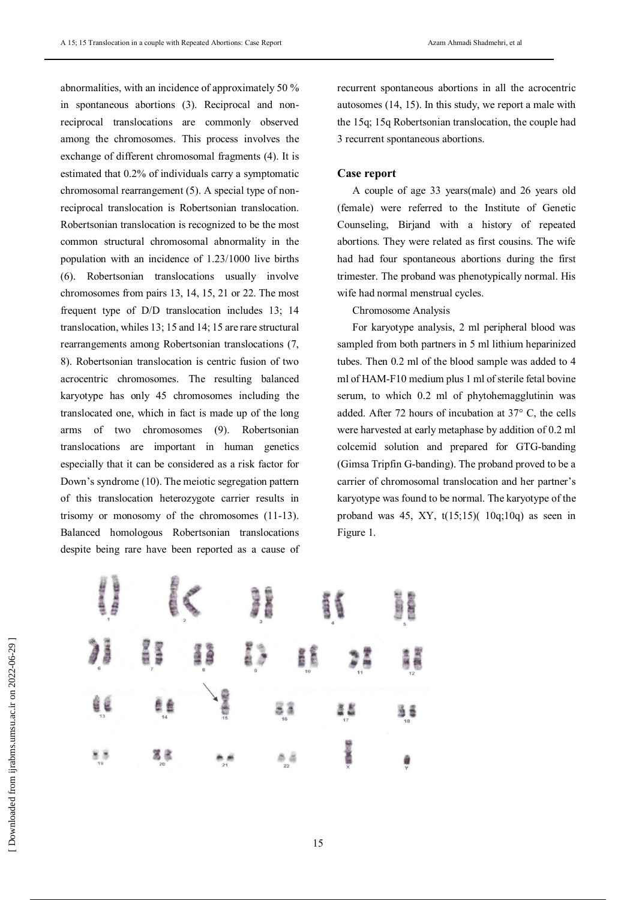abnormalities, with an incidence of approximately 50 % in spontaneous abortions (3). Reciprocal and non-reciprocal translocations are commonly observed among the chromosomes. This process involves the exchange of different chromosomal fragments (4). It is estimated that 0.2% of individuals carry a symptomatic chromosomal rearrangement (5). A special type of non-reciprocal translocation is Robertsonian translocation. Robertsonian translocation is recognized to be the most common structural chromosomal abnormality in the population with an incidence of 1.23/1000 live births (6). Robertsonian translocations usually involve chromosomes from pairs 13, 14, 15, 21 or 22. The most frequent type of D/D translocation includes 13; 14 translocation, whiles 13; 15 and 14; 15 are rare structural rearrangements among Robertsonian translocations (7, 8). Robertsonian translocation is centric fusion of two acrocentric chromosomes. The resulting balanced karyotype has only 45 chromosomes including the translocated one, which in fact is made up of the long arms of two chromosomes (9). Robertsonian translocations are important in human genetics especially that it can be considered as a risk factor for Down's syndrome (10). The meiotic segregation pattern of this translocation heterozygote carrier results in trisomy or monosomy of the chromosomes (11-13). Balanced homologous Robertsonian translocations despite being rare have been reported as a cause of recurrent spontaneous abortions in all the acrocentric autosomes (14, 15). In this study, we report a male with the 15q; 15q Robertsonian translocation, the couple had 3 recurrent spontaneous abortions.

## Case report

A couple of age 33 years(male) and 26 years old (female) were referred to the Institute of Genetic Counseling, Birjand with a history of repeated abortions. They were related as first cousins. The wife had had four spontaneous abortions during the first trimester. The proband was phenotypically normal. His wife had normal menstrual cycles.

Chromosome Analysis

For karyotype analysis, 2 ml peripheral blood was sampled from both partners in 5 ml lithium heparinized tubes. Then 0.2 ml of the blood sample was added to 4 ml of HAM-F10 medium plus 1 ml of sterile fetal bovine serum, to which 0.2 ml of phytohemagglutinin was added. After 72 hours of incubation at 37° C, the cells were harvested at early metaphase by addition of 0.2 ml colcemid solution and prepared for GTG-banding (Gimsa Tripfin G-banding). The proband proved to be a carrier of chromosomal translocation and her partner's karyotype was found to be normal. The karyotype of the proband was 45, XY, t(15;15)( 10q;10q) as seen in Figure 1.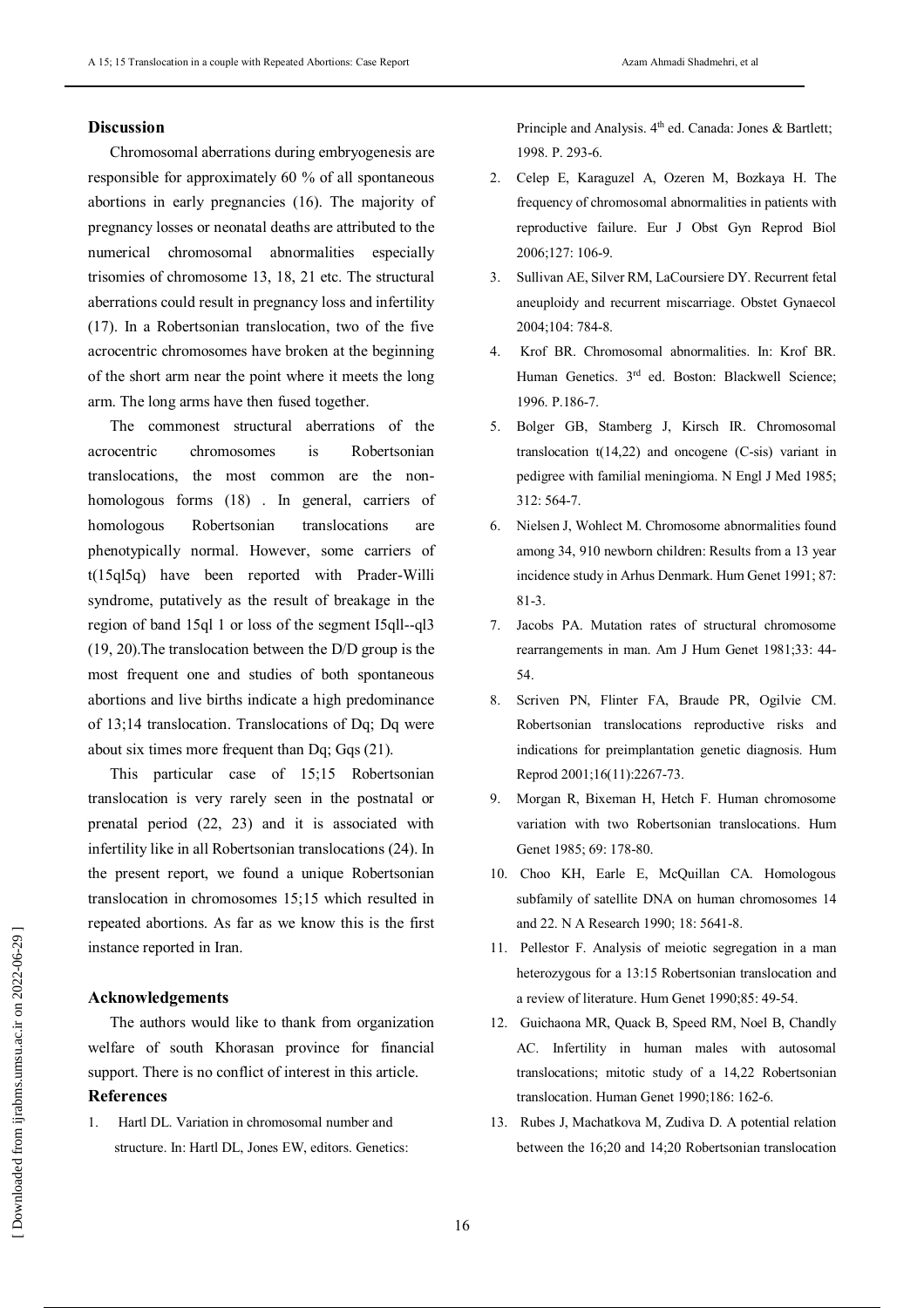## Discussion

Chromosomal aberrations during embryogenesis are responsible for approximately 60 % of all spontaneous abortions in early pregnancies (16). The majority of pregnancy losses or neonatal deaths are attributed to the numerical chromosomal abnormalities especially trisomies of chromosome 13, 18, 21 etc. The structural aberrations could result in pregnancy loss and infertility (17). In a Robertsonian translocation, two of the five acrocentric chromosomes have broken at the beginning of the short arm near the point where it meets the long arm. The long arms have then fused together.

The commonest structural aberrations of the acrocentric chromosomes is Robertsonian translocations, the most common are the non-homologous forms (18) . In general, carriers of homologous Robertsonian translocations are phenotypically normal. However, some carriers of t(15ql5q) have been reported with Prader-Willi syndrome, putatively as the result of breakage in the region of band 15ql 1 or loss of the segment I5qll--ql3 (19, 20).The translocation between the D/D group is the most frequent one and studies of both spontaneous abortions and live births indicate a high predominance of 13;14 translocation. Translocations of Dq; Dq were about six times more frequent than Dq; Gqs (21).

This particular case of 15;15 Robertsonian translocation is very rarely seen in the postnatal or prenatal period (22, 23) and it is associated with infertility like in all Robertsonian translocations (24). In the present report, we found a unique Robertsonian translocation in chromosomes 15;15 which resulted in repeated abortions. As far as we know this is the first instance reported in Iran.

## Acknowledgements

The authors would like to thank from organization welfare of south Khorasan province for financial support. There is no conflict of interest in this article.

## References

1. Hartl DL. Variation in chromosomal number and structure. In: Hartl DL, Jones EW, editors. Genetics: Principle and Analysis. 4th ed. Canada: Jones & Bartlett; 1998. P. 293-6.
2. Celep E, Karaguzel A, Ozeren M, Bozkaya H. The frequency of chromosomal abnormalities in patients with reproductive failure. Eur J Obst Gyn Reprod Biol 2006;127: 106-9.
3. Sullivan AE, Silver RM, LaCoursiere DY. Recurrent fetal aneuploidy and recurrent miscarriage. Obstet Gynaecol 2004;104: 784-8.
4. Krof BR. Chromosomal abnormalities. In: Krof BR. Human Genetics. 3rd ed. Boston: Blackwell Science; 1996. P.186-7.
5. Bolger GB, Stamberg J, Kirsch IR. Chromosomal translocation t(14,22) and oncogene (C-sis) variant in pedigree with familial meningioma. N Engl J Med 1985; 312: 564-7.
6. Nielsen J, Wohlect M. Chromosome abnormalities found among 34, 910 newborn children: Results from a 13 year incidence study in Arhus Denmark. Hum Genet 1991; 87: 81-3.
7. Jacobs PA. Mutation rates of structural chromosome rearrangements in man. Am J Hum Genet 1981;33: 44-54.
8. Scriven PN, Flinter FA, Braude PR, Ogilvie CM. Robertsonian translocations reproductive risks and indications for preimplantation genetic diagnosis. Hum Reprod 2001;16(11):2267-73.
9. Morgan R, Bixeman H, Hetch F. Human chromosome variation with two Robertsonian translocations. Hum Genet 1985; 69: 178-80.
10. Choo KH, Earle E, McQuillan CA. Homologous subfamily of satellite DNA on human chromosomes 14 and 22. N A Research 1990; 18: 5641-8.
11. Pellestor F. Analysis of meiotic segregation in a man heterozygous for a 13:15 Robertsonian translocation and a review of literature. Hum Genet 1990;85: 49-54.
12. Guichaona MR, Quack B, Speed RM, Noel B, Chandly AC. Infertility in human males with autosomal translocations; mitotic study of a 14,22 Robertsonian translocation. Human Genet 1990;186: 162-6.
13. Rubes J, Machatkova M, Zudiva D. A potential relation between the 16;20 and 14;20 Robertsonian translocation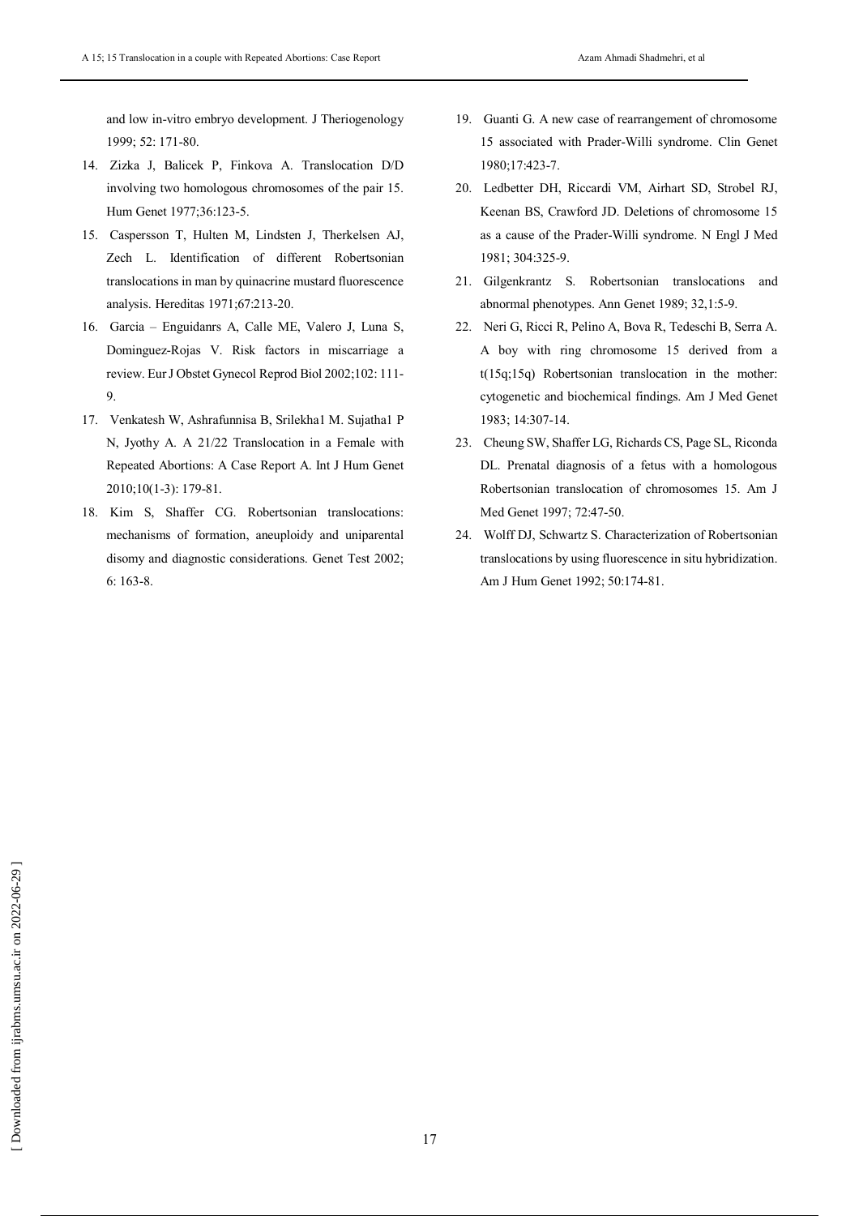and low in-vitro embryo development. J Theriogenology 1999; 52: 171-80.

14. Zizka J, Balicek P, Finkova A. Translocation D/D involving two homologous chromosomes of the pair 15. Hum Genet 1977;36:123-5.
15. Caspersson T, Hulten M, Lindsten J, Therkelsen AJ, Zech L. Identification of different Robertsonian translocations in man by quinacrine mustard fluorescence analysis. Hereditas 1971;67:213-20.
16. Garcia – Enguidanrs A, Calle ME, Valero J, Luna S, Dominguez-Rojas V. Risk factors in miscarriage a review. Eur J Obstet Gynecol Reprod Biol 2002;102: 111-9.
17. Venkatesh W, Ashrafunnisa B, Srilekha1 M. Sujatha1 P N, Jyothy A. A 21/22 Translocation in a Female with Repeated Abortions: A Case Report A. Int J Hum Genet 2010;10(1-3): 179-81.
18. Kim S, Shaffer CG. Robertsonian translocations: mechanisms of formation, aneuploidy and uniparental disomy and diagnostic considerations. Genet Test 2002; 6: 163-8.
19. Guanti G. A new case of rearrangement of chromosome 15 associated with Prader-Willi syndrome. Clin Genet 1980;17:423-7.
20. Ledbetter DH, Riccardi VM, Airhart SD, Strobel RJ, Keenan BS, Crawford JD. Deletions of chromosome 15 as a cause of the Prader-Willi syndrome. N Engl J Med 1981; 304:325-9.
21. Gilgenkrantz S. Robertsonian translocations and abnormal phenotypes. Ann Genet 1989; 32,1:5-9.
22. Neri G, Ricci R, Pelino A, Bova R, Tedeschi B, Serra A. A boy with ring chromosome 15 derived from a t(15q;15q) Robertsonian translocation in the mother: cytogenetic and biochemical findings. Am J Med Genet 1983; 14:307-14.
23. Cheung SW, Shaffer LG, Richards CS, Page SL, Riconda DL. Prenatal diagnosis of a fetus with a homologous Robertsonian translocation of chromosomes 15. Am J Med Genet 1997; 72:47-50.
24. Wolff DJ, Schwartz S. Characterization of Robertsonian translocations by using fluorescence in situ hybridization. Am J Hum Genet 1992; 50:174-81.